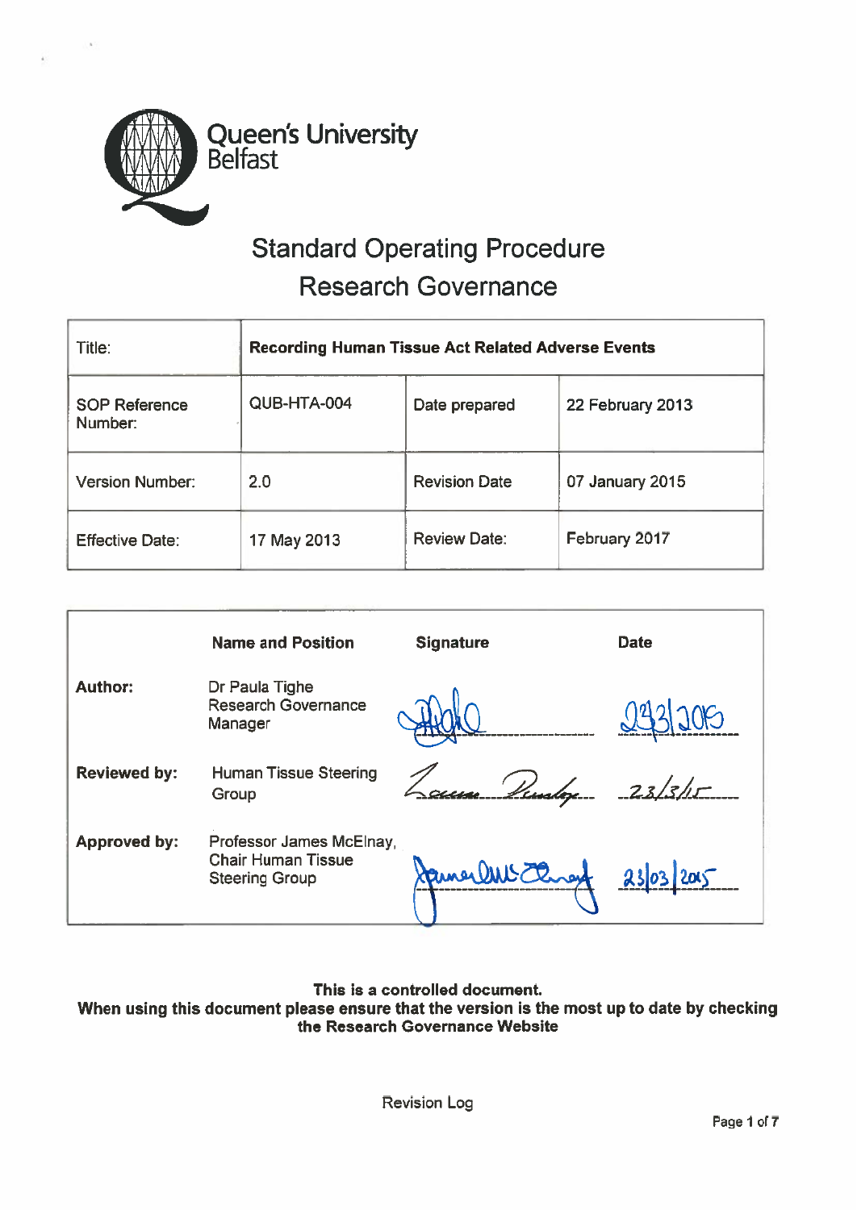Queen's University Belfast

# Standard Operating Procedure
## Research Governance

| Title: | Recording Human Tissue Act Related Adverse Events | | |
|---|---|---|---|
| SOP Reference Number: | QUB-HTA-004 | Date prepared | 22 February 2013 |
| Version Number: | 2.0 | Revision Date | 07 January 2015 |
| Effective Date: | 17 May 2013 | Review Date: | February 2017 |

| | Name and Position | Signature | Date |
|---|---|---|---|
| **Author:** | Dr Paula Tighe Research Governance Manager | [signature] | 23/3/2015 |
| **Reviewed by:** | Human Tissue Steering Group | [signature] | 23/3/15 |
| **Approved by:** | Professor James McElnay, Chair Human Tissue Steering Group | [signature] | 23/03/2015 |

**This is a controlled document.**
**When using this document please ensure that the version is the most up to date by checking the Research Governance Website**

Revision Log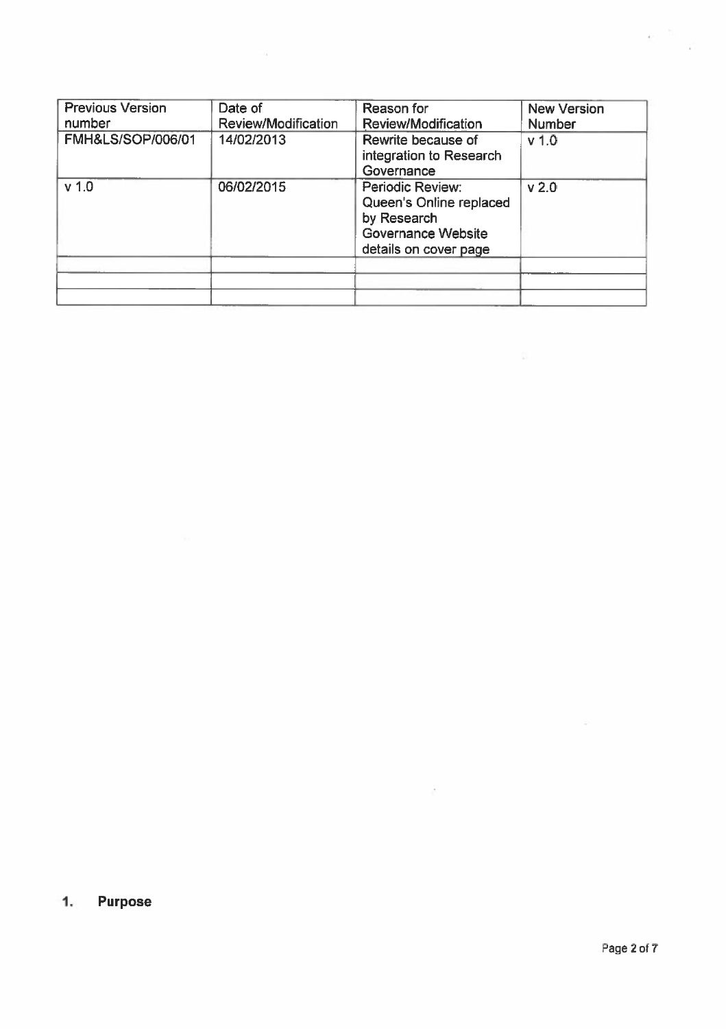| Previous Version number | Date of Review/Modification | Reason for Review/Modification | New Version Number |
|---|---|---|---|
| FMH&LS/SOP/006/01 | 14/02/2013 | Rewrite because of integration to Research Governance | v 1.0 |
| v 1.0 | 06/02/2015 | Periodic Review: Queen's Online replaced by Research Governance Website details on cover page | v 2.0 |
| | | | |
| | | | |
| | | | |

## 1. Purpose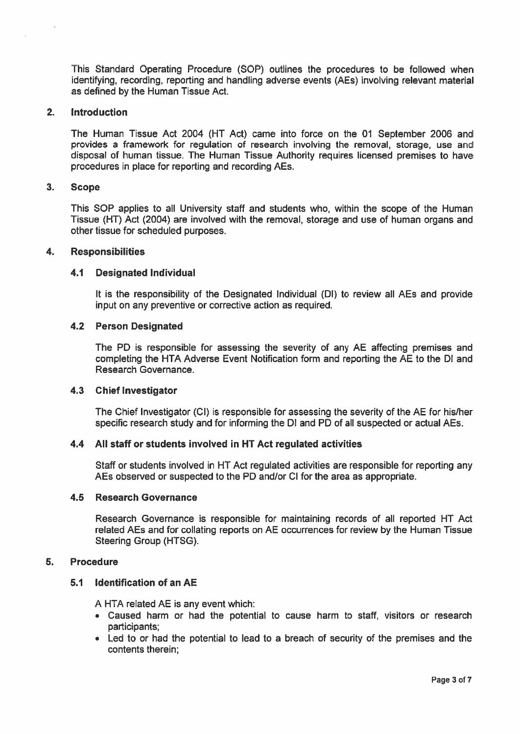This Standard Operating Procedure (SOP) outlines the procedures to be followed when identifying, recording, reporting and handling adverse events (AEs) involving relevant material as defined by the Human Tissue Act.

## 2. Introduction

The Human Tissue Act 2004 (HT Act) came into force on the 01 September 2006 and provides a framework for regulation of research involving the removal, storage, use and disposal of human tissue. The Human Tissue Authority requires licensed premises to have procedures in place for reporting and recording AEs.

## 3. Scope

This SOP applies to all University staff and students who, within the scope of the Human Tissue (HT) Act (2004) are involved with the removal, storage and use of human organs and other tissue for scheduled purposes.

## 4. Responsibilities

### 4.1 Designated Individual

It is the responsibility of the Designated Individual (DI) to review all AEs and provide input on any preventive or corrective action as required.

### 4.2 Person Designated

The PD is responsible for assessing the severity of any AE affecting premises and completing the HTA Adverse Event Notification form and reporting the AE to the DI and Research Governance.

### 4.3 Chief Investigator

The Chief Investigator (CI) is responsible for assessing the severity of the AE for his/her specific research study and for informing the DI and PD of all suspected or actual AEs.

### 4.4 All staff or students involved in HT Act regulated activities

Staff or students involved in HT Act regulated activities are responsible for reporting any AEs observed or suspected to the PD and/or CI for the area as appropriate.

### 4.5 Research Governance

Research Governance is responsible for maintaining records of all reported HT Act related AEs and for collating reports on AE occurrences for review by the Human Tissue Steering Group (HTSG).

## 5. Procedure

### 5.1 Identification of an AE

A HTA related AE is any event which:

- Caused harm or had the potential to cause harm to staff, visitors or research participants;
- Led to or had the potential to lead to a breach of security of the premises and the contents therein;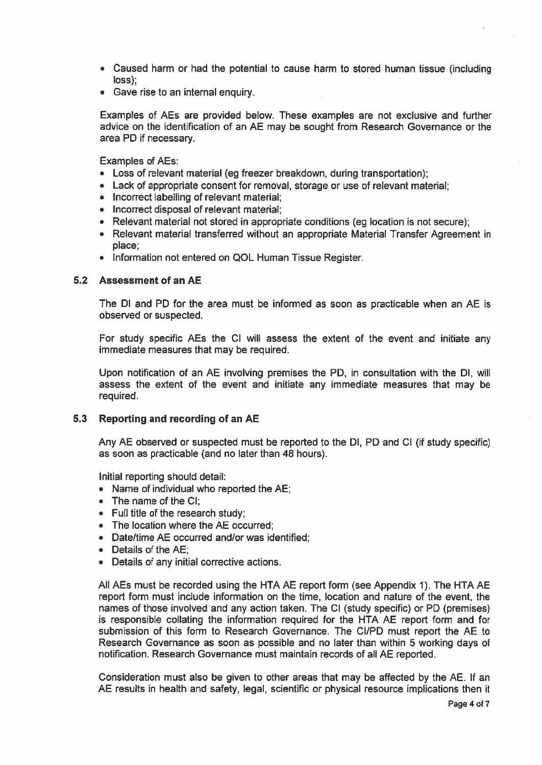- Caused harm or had the potential to cause harm to stored human tissue (including loss);
- Gave rise to an internal enquiry.

Examples of AEs are provided below. These examples are not exclusive and further advice on the identification of an AE may be sought from Research Governance or the area PD if necessary.

Examples of AEs:

- Loss of relevant material (eg freezer breakdown, during transportation);
- Lack of appropriate consent for removal, storage or use of relevant material;
- Incorrect labelling of relevant material;
- Incorrect disposal of relevant material;
- Relevant material not stored in appropriate conditions (eg location is not secure);
- Relevant material transferred without an appropriate Material Transfer Agreement in place;
- Information not entered on QOL Human Tissue Register.

### 5.2 Assessment of an AE

The DI and PD for the area must be informed as soon as practicable when an AE is observed or suspected.

For study specific AEs the CI will assess the extent of the event and initiate any immediate measures that may be required.

Upon notification of an AE involving premises the PD, in consultation with the DI, will assess the extent of the event and initiate any immediate measures that may be required.

### 5.3 Reporting and recording of an AE

Any AE observed or suspected must be reported to the DI, PD and CI (if study specific) as soon as practicable (and no later than 48 hours).

Initial reporting should detail:

- Name of individual who reported the AE;
- The name of the CI;
- Full title of the research study;
- The location where the AE occurred;
- Date/time AE occurred and/or was identified;
- Details of the AE;
- Details of any initial corrective actions.

All AEs must be recorded using the HTA AE report form (see Appendix 1). The HTA AE report form must include information on the time, location and nature of the event, the names of those involved and any action taken. The CI (study specific) or PD (premises) is responsible collating the information required for the HTA AE report form and for submission of this form to Research Governance. The CI/PD must report the AE to Research Governance as soon as possible and no later than within 5 working days of notification. Research Governance must maintain records of all AE reported.

Consideration must also be given to other areas that may be affected by the AE. If an AE results in health and safety, legal, scientific or physical resource implications then it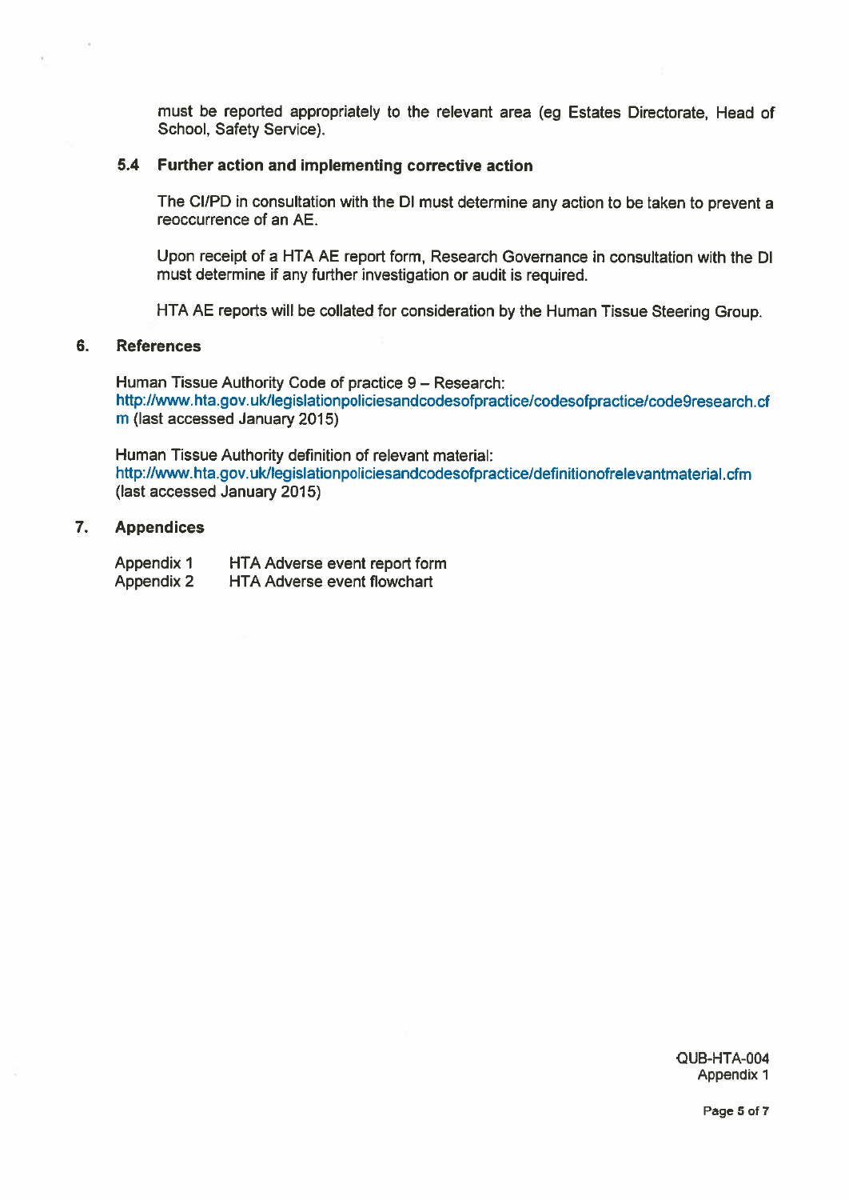must be reported appropriately to the relevant area (eg Estates Directorate, Head of School, Safety Service).

### 5.4 Further action and implementing corrective action

The CI/PD in consultation with the DI must determine any action to be taken to prevent a reoccurrence of an AE.

Upon receipt of a HTA AE report form, Research Governance in consultation with the DI must determine if any further investigation or audit is required.

HTA AE reports will be collated for consideration by the Human Tissue Steering Group.

## 6. References

Human Tissue Authority Code of practice 9 – Research:
http://www.hta.gov.uk/legislationpoliciesandcodesofpractice/codesofpractice/code9research.cfm (last accessed January 2015)

Human Tissue Authority definition of relevant material:
http://www.hta.gov.uk/legislationpoliciesandcodesofpractice/definitionofrelevantmaterial.cfm (last accessed January 2015)

## 7. Appendices

| | |
|---|---|
| Appendix 1 | HTA Adverse event report form |
| Appendix 2 | HTA Adverse event flowchart |

QUB-HTA-004
Appendix 1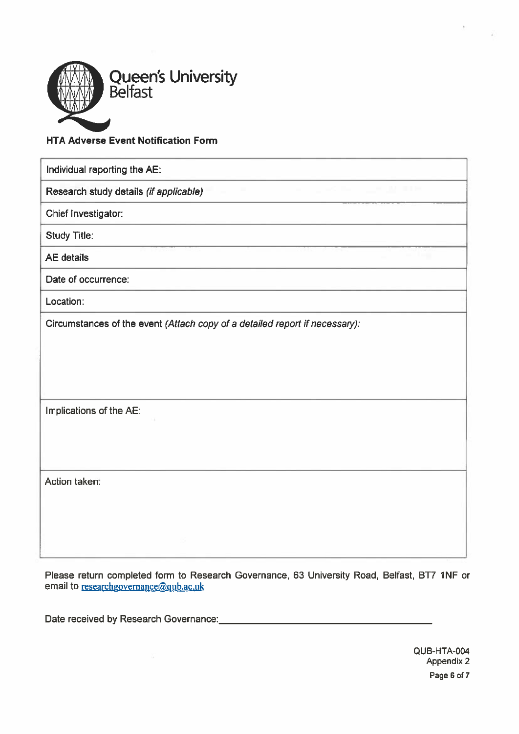Queen's University Belfast

**HTA Adverse Event Notification Form**

| Individual reporting the AE: |
| --- |
| **Research study details** *(if applicable)* |
| Chief Investigator: |
| Study Title: |
| **AE details** |
| Date of occurrence: |
| Location: |
| Circumstances of the event *(Attach copy of a detailed report if necessary):* |
| Implications of the AE: |
| Action taken: |

Please return completed form to Research Governance, 63 University Road, Belfast, BT7 1NF or email to researchgovernance@qub.ac.uk

Date received by Research Governance: ______________________________

QUB-HTA-004
Appendix 2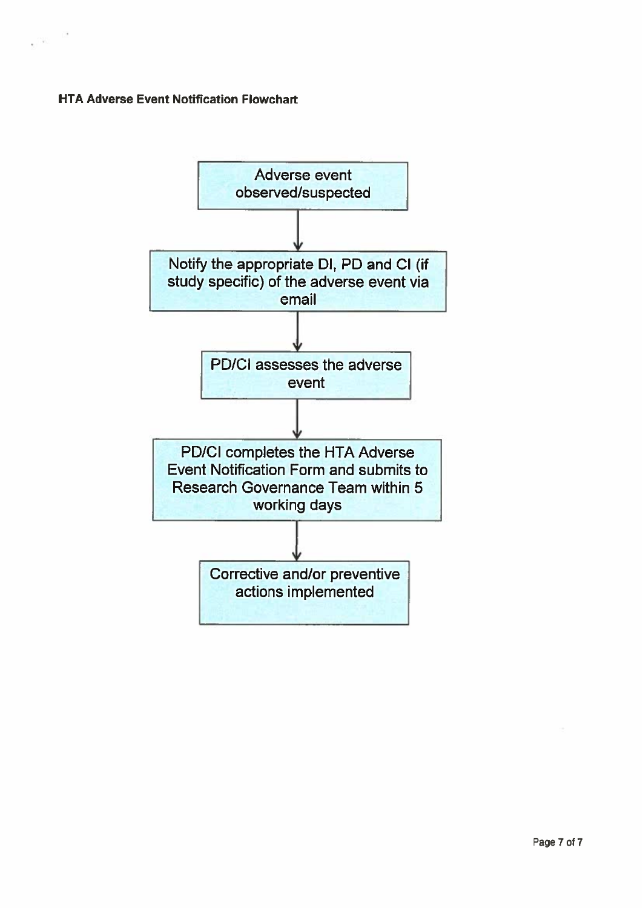**HTA Adverse Event Notification Flowchart**

Adverse event observed/suspected

↓

Notify the appropriate DI, PD and CI (if study specific) of the adverse event via email

↓

PD/CI assesses the adverse event

↓

PD/CI completes the HTA Adverse Event Notification Form and submits to Research Governance Team within 5 working days

↓

Corrective and/or preventive actions implemented